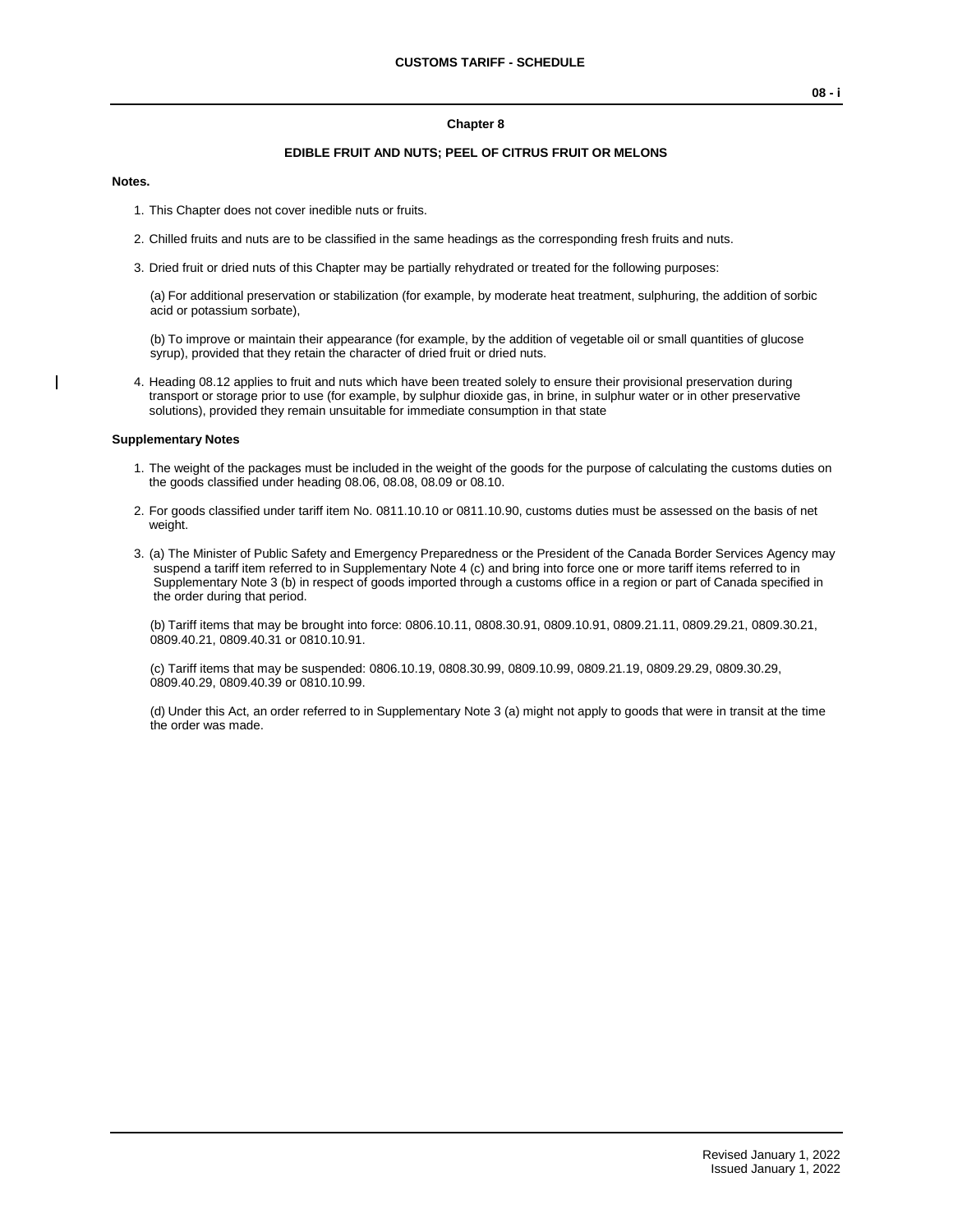## Chapter 8

## EDIBLE FRUIT AND NUTS; PEEL OF CITRUS FRUIT OR MELONS

**Notes.**

1. This Chapter does not cover inedible nuts or fruits.

2. Chilled fruits and nuts are to be classified in the same headings as the corresponding fresh fruits and nuts.

3. Dried fruit or dried nuts of this Chapter may be partially rehydrated or treated for the following purposes:

   (a) For additional preservation or stabilization (for example, by moderate heat treatment, sulphuring, the addition of sorbic acid or potassium sorbate),

   (b) To improve or maintain their appearance (for example, by the addition of vegetable oil or small quantities of glucose syrup), provided that they retain the character of dried fruit or dried nuts.

4. Heading 08.12 applies to fruit and nuts which have been treated solely to ensure their provisional preservation during transport or storage prior to use (for example, by sulphur dioxide gas, in brine, in sulphur water or in other preservative solutions), provided they remain unsuitable for immediate consumption in that state

**Supplementary Notes**

1. The weight of the packages must be included in the weight of the goods for the purpose of calculating the customs duties on the goods classified under heading 08.06, 08.08, 08.09 or 08.10.

2. For goods classified under tariff item No. 0811.10.10 or 0811.10.90, customs duties must be assessed on the basis of net weight.

3. (a) The Minister of Public Safety and Emergency Preparedness or the President of the Canada Border Services Agency may suspend a tariff item referred to in Supplementary Note 4 (c) and bring into force one or more tariff items referred to in Supplementary Note 3 (b) in respect of goods imported through a customs office in a region or part of Canada specified in the order during that period.

   (b) Tariff items that may be brought into force: 0806.10.11, 0808.30.91, 0809.10.91, 0809.21.11, 0809.29.21, 0809.30.21, 0809.40.21, 0809.40.31 or 0810.10.91.

   (c) Tariff items that may be suspended: 0806.10.19, 0808.30.99, 0809.10.99, 0809.21.19, 0809.29.29, 0809.30.29, 0809.40.29, 0809.40.39 or 0810.10.99.

   (d) Under this Act, an order referred to in Supplementary Note 3 (a) might not apply to goods that were in transit at the time the order was made.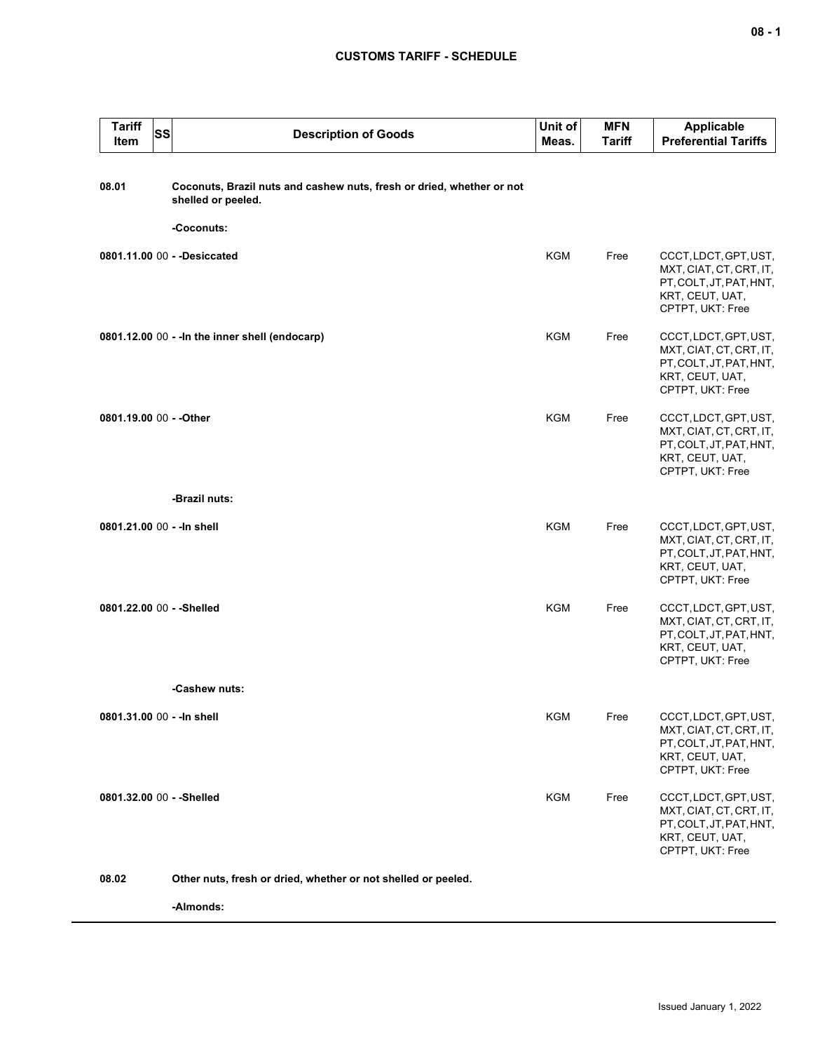| Tariff Item | SS | Description of Goods | Unit of Meas. | MFN Tariff | Applicable Preferential Tariffs |
|---|---|---|---|---|---|
| **08.01** | | **Coconuts, Brazil nuts and cashew nuts, fresh or dried, whether or not shelled or peeled.** | | | |
| | | **-Coconuts:** | | | |
| **0801.11.00** | 00 | **- -Desiccated** | KGM | Free | CCCT, LDCT, GPT, UST, MXT, CIAT, CT, CRT, IT, PT, COLT, JT, PAT, HNT, KRT, CEUT, UAT, CPTPT, UKT: Free |
| **0801.12.00** | 00 | **- -In the inner shell (endocarp)** | KGM | Free | CCCT, LDCT, GPT, UST, MXT, CIAT, CT, CRT, IT, PT, COLT, JT, PAT, HNT, KRT, CEUT, UAT, CPTPT, UKT: Free |
| **0801.19.00** | 00 | **- -Other** | KGM | Free | CCCT, LDCT, GPT, UST, MXT, CIAT, CT, CRT, IT, PT, COLT, JT, PAT, HNT, KRT, CEUT, UAT, CPTPT, UKT: Free |
| | | **-Brazil nuts:** | | | |
| **0801.21.00** | 00 | **- -In shell** | KGM | Free | CCCT, LDCT, GPT, UST, MXT, CIAT, CT, CRT, IT, PT, COLT, JT, PAT, HNT, KRT, CEUT, UAT, CPTPT, UKT: Free |
| **0801.22.00** | 00 | **- -Shelled** | KGM | Free | CCCT, LDCT, GPT, UST, MXT, CIAT, CT, CRT, IT, PT, COLT, JT, PAT, HNT, KRT, CEUT, UAT, CPTPT, UKT: Free |
| | | **-Cashew nuts:** | | | |
| **0801.31.00** | 00 | **- -In shell** | KGM | Free | CCCT, LDCT, GPT, UST, MXT, CIAT, CT, CRT, IT, PT, COLT, JT, PAT, HNT, KRT, CEUT, UAT, CPTPT, UKT: Free |
| **0801.32.00** | 00 | **- -Shelled** | KGM | Free | CCCT, LDCT, GPT, UST, MXT, CIAT, CT, CRT, IT, PT, COLT, JT, PAT, HNT, KRT, CEUT, UAT, CPTPT, UKT: Free |
| **08.02** | | **Other nuts, fresh or dried, whether or not shelled or peeled.** | | | |
| | | **-Almonds:** | | | |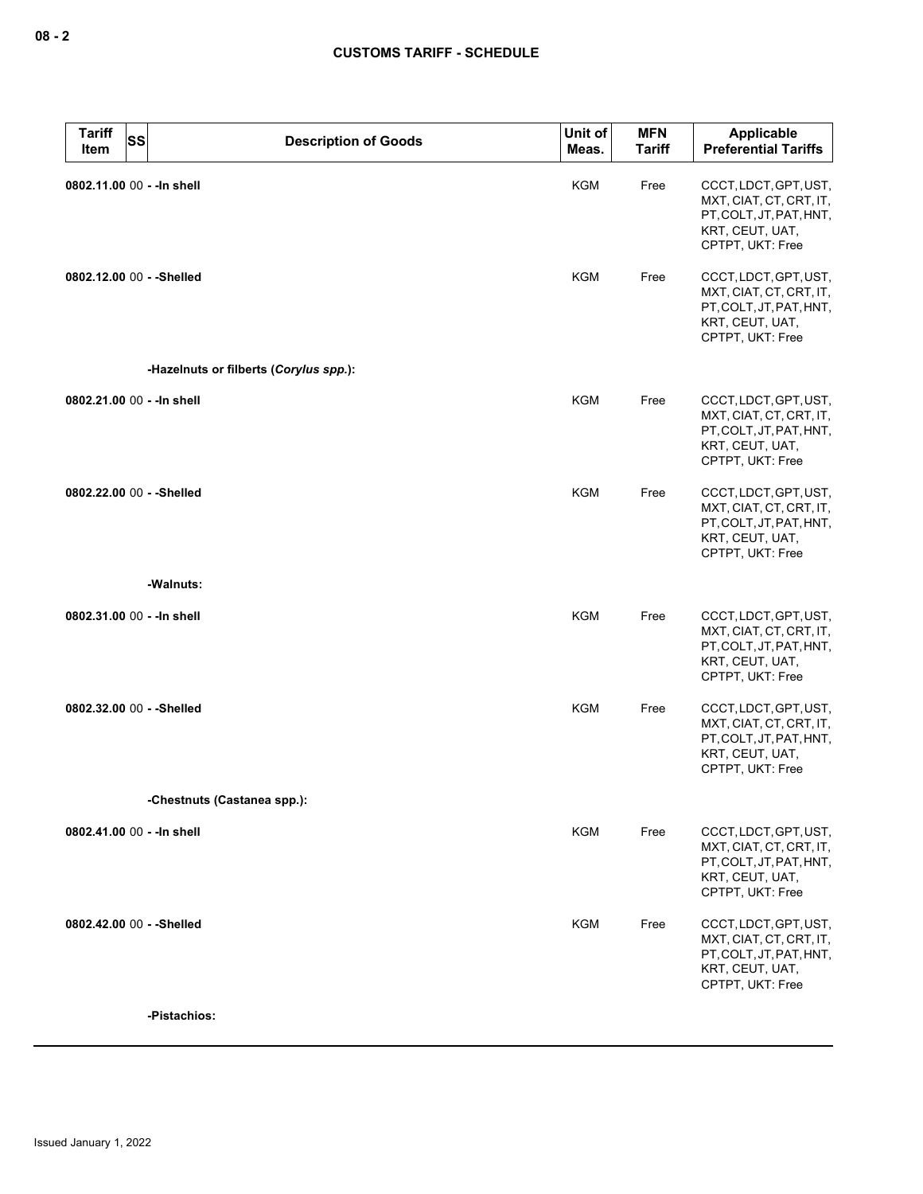| Tariff Item | SS | Description of Goods | Unit of Meas. | MFN Tariff | Applicable Preferential Tariffs |
|---|---|---|---|---|---|
| 0802.11.00 | 00 | - -In shell | KGM | Free | CCCT, LDCT, GPT, UST, MXT, CIAT, CT, CRT, IT, PT, COLT, JT, PAT, HNT, KRT, CEUT, UAT, CPTPT, UKT: Free |
| 0802.12.00 | 00 | - -Shelled | KGM | Free | CCCT, LDCT, GPT, UST, MXT, CIAT, CT, CRT, IT, PT, COLT, JT, PAT, HNT, KRT, CEUT, UAT, CPTPT, UKT: Free |
| | | -Hazelnuts or filberts (*Corylus spp.*): | | | |
| 0802.21.00 | 00 | - -In shell | KGM | Free | CCCT, LDCT, GPT, UST, MXT, CIAT, CT, CRT, IT, PT, COLT, JT, PAT, HNT, KRT, CEUT, UAT, CPTPT, UKT: Free |
| 0802.22.00 | 00 | - -Shelled | KGM | Free | CCCT, LDCT, GPT, UST, MXT, CIAT, CT, CRT, IT, PT, COLT, JT, PAT, HNT, KRT, CEUT, UAT, CPTPT, UKT: Free |
| | | -Walnuts: | | | |
| 0802.31.00 | 00 | - -In shell | KGM | Free | CCCT, LDCT, GPT, UST, MXT, CIAT, CT, CRT, IT, PT, COLT, JT, PAT, HNT, KRT, CEUT, UAT, CPTPT, UKT: Free |
| 0802.32.00 | 00 | - -Shelled | KGM | Free | CCCT, LDCT, GPT, UST, MXT, CIAT, CT, CRT, IT, PT, COLT, JT, PAT, HNT, KRT, CEUT, UAT, CPTPT, UKT: Free |
| | | -Chestnuts (Castanea spp.): | | | |
| 0802.41.00 | 00 | - -In shell | KGM | Free | CCCT, LDCT, GPT, UST, MXT, CIAT, CT, CRT, IT, PT, COLT, JT, PAT, HNT, KRT, CEUT, UAT, CPTPT, UKT: Free |
| 0802.42.00 | 00 | - -Shelled | KGM | Free | CCCT, LDCT, GPT, UST, MXT, CIAT, CT, CRT, IT, PT, COLT, JT, PAT, HNT, KRT, CEUT, UAT, CPTPT, UKT: Free |
| | | -Pistachios: | | | |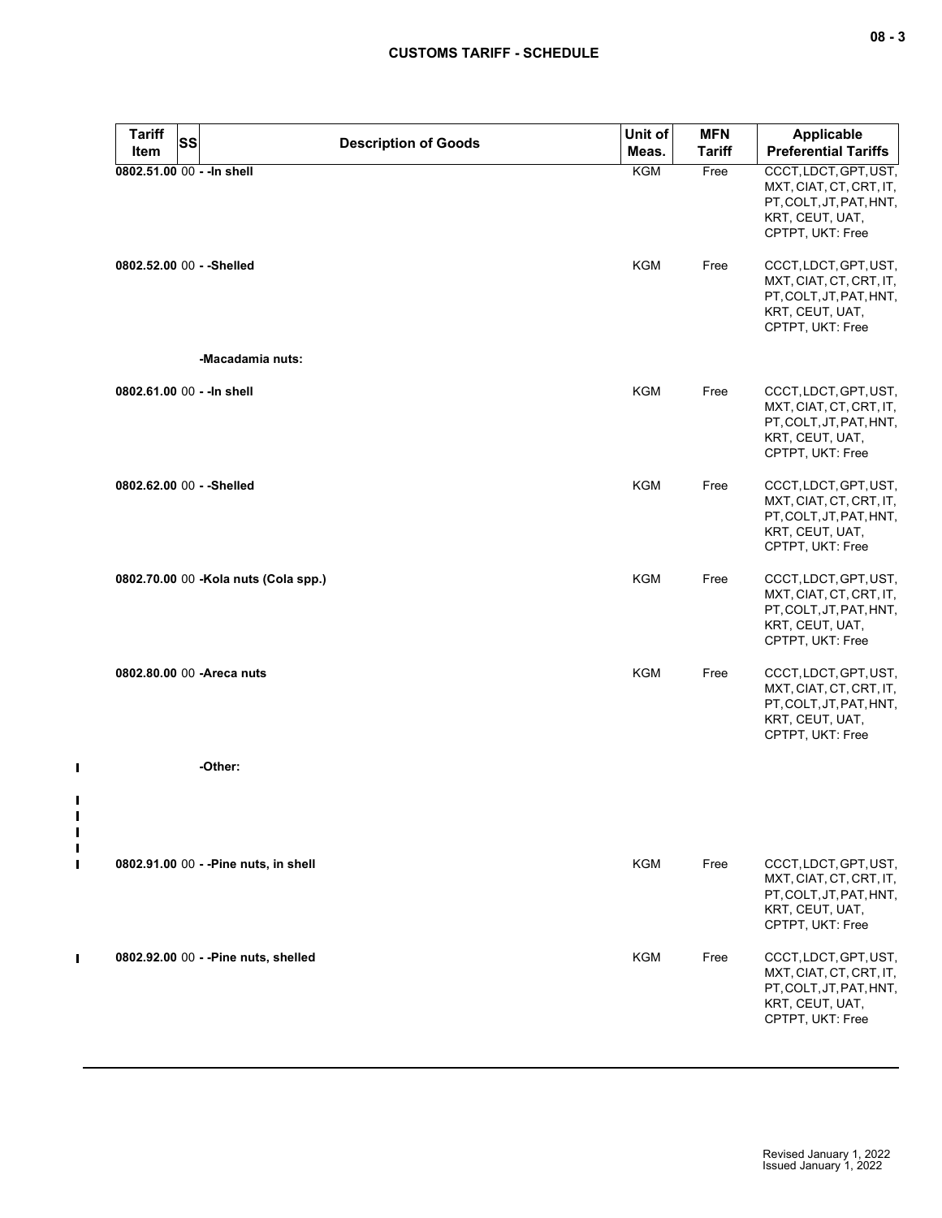| Tariff Item | SS | Description of Goods | Unit of Meas. | MFN Tariff | Applicable Preferential Tariffs |
|---|---|---|---|---|---|
| 0802.51.00 | 00 | - -In shell | KGM | Free | CCCT, LDCT, GPT, UST, MXT, CIAT, CT, CRT, IT, PT, COLT, JT, PAT, HNT, KRT, CEUT, UAT, CPTPT, UKT: Free |
| 0802.52.00 | 00 | - -Shelled | KGM | Free | CCCT, LDCT, GPT, UST, MXT, CIAT, CT, CRT, IT, PT, COLT, JT, PAT, HNT, KRT, CEUT, UAT, CPTPT, UKT: Free |
| | | -Macadamia nuts: | | | |
| 0802.61.00 | 00 | - -In shell | KGM | Free | CCCT, LDCT, GPT, UST, MXT, CIAT, CT, CRT, IT, PT, COLT, JT, PAT, HNT, KRT, CEUT, UAT, CPTPT, UKT: Free |
| 0802.62.00 | 00 | - -Shelled | KGM | Free | CCCT, LDCT, GPT, UST, MXT, CIAT, CT, CRT, IT, PT, COLT, JT, PAT, HNT, KRT, CEUT, UAT, CPTPT, UKT: Free |
| 0802.70.00 | 00 | -Kola nuts (Cola spp.) | KGM | Free | CCCT, LDCT, GPT, UST, MXT, CIAT, CT, CRT, IT, PT, COLT, JT, PAT, HNT, KRT, CEUT, UAT, CPTPT, UKT: Free |
| 0802.80.00 | 00 | -Areca nuts | KGM | Free | CCCT, LDCT, GPT, UST, MXT, CIAT, CT, CRT, IT, PT, COLT, JT, PAT, HNT, KRT, CEUT, UAT, CPTPT, UKT: Free |
| | | -Other: | | | |
| 0802.91.00 | 00 | - -Pine nuts, in shell | KGM | Free | CCCT, LDCT, GPT, UST, MXT, CIAT, CT, CRT, IT, PT, COLT, JT, PAT, HNT, KRT, CEUT, UAT, CPTPT, UKT: Free |
| 0802.92.00 | 00 | - -Pine nuts, shelled | KGM | Free | CCCT, LDCT, GPT, UST, MXT, CIAT, CT, CRT, IT, PT, COLT, JT, PAT, HNT, KRT, CEUT, UAT, CPTPT, UKT: Free |

Revised January 1, 2022
Issued January 1, 2022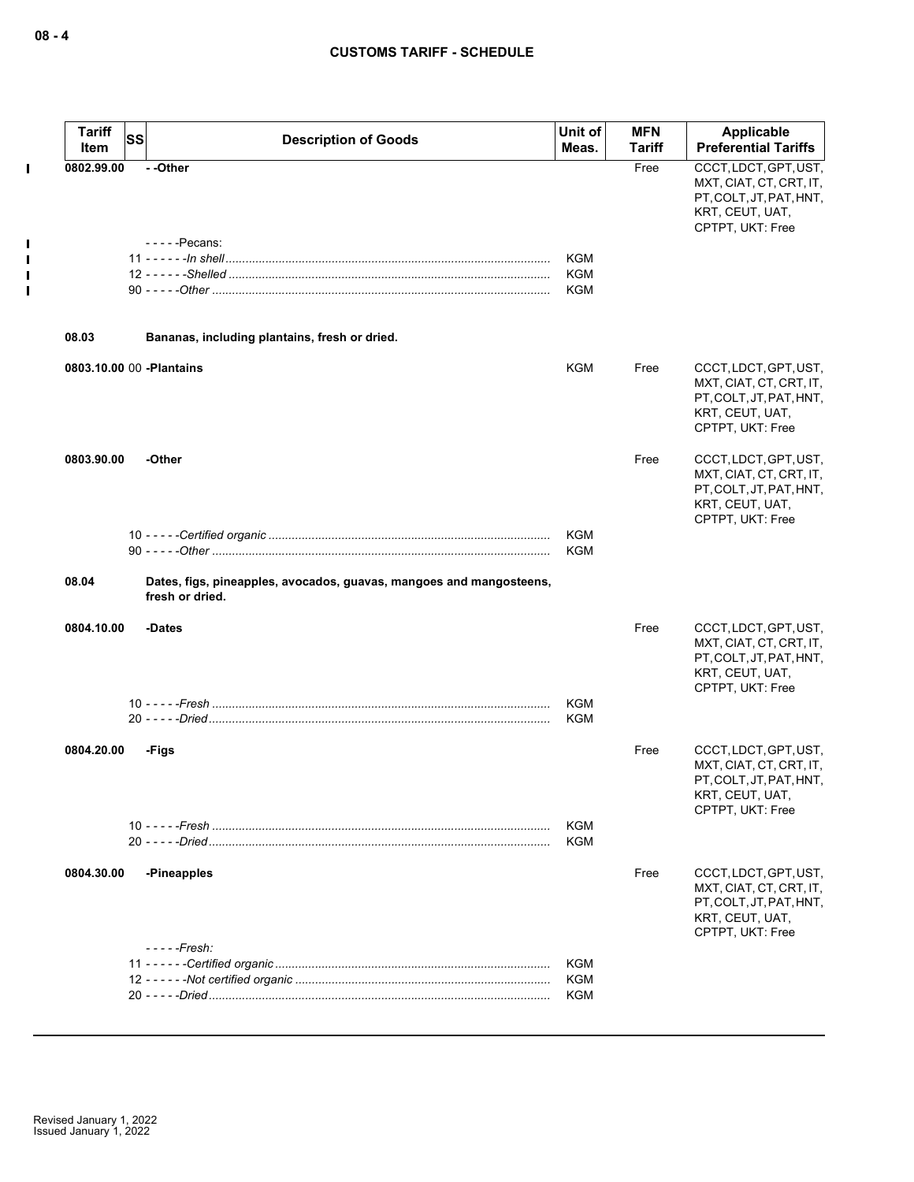| Tariff Item | SS | Description of Goods | Unit of Meas. | MFN Tariff | Applicable Preferential Tariffs |
|---|---|---|---|---|---|
| 0802.99.00 | | - -Other | | Free | CCCT, LDCT, GPT, UST, MXT, CIAT, CT, CRT, IT, PT, COLT, JT, PAT, HNT, KRT, CEUT, UAT, CPTPT, UKT: Free |
| | | - - - - -Pecans: | | | |
| | 11 | - - - - - -*In shell* | KGM | | |
| | 12 | - - - - - -*Shelled* | KGM | | |
| | 90 | - - - - -*Other* | KGM | | |
| 08.03 | | **Bananas, including plantains, fresh or dried.** | | | |
| 0803.10.00 | 00 | **-Plantains** | KGM | Free | CCCT, LDCT, GPT, UST, MXT, CIAT, CT, CRT, IT, PT, COLT, JT, PAT, HNT, KRT, CEUT, UAT, CPTPT, UKT: Free |
| 0803.90.00 | | **-Other** | | Free | CCCT, LDCT, GPT, UST, MXT, CIAT, CT, CRT, IT, PT, COLT, JT, PAT, HNT, KRT, CEUT, UAT, CPTPT, UKT: Free |
| | 10 | - - - - -*Certified organic* | KGM | | |
| | 90 | - - - - -*Other* | KGM | | |
| 08.04 | | **Dates, figs, pineapples, avocados, guavas, mangoes and mangosteens, fresh or dried.** | | | |
| 0804.10.00 | | **-Dates** | | Free | CCCT, LDCT, GPT, UST, MXT, CIAT, CT, CRT, IT, PT, COLT, JT, PAT, HNT, KRT, CEUT, UAT, CPTPT, UKT: Free |
| | 10 | - - - - -*Fresh* | KGM | | |
| | 20 | - - - - -*Dried* | KGM | | |
| 0804.20.00 | | **-Figs** | | Free | CCCT, LDCT, GPT, UST, MXT, CIAT, CT, CRT, IT, PT, COLT, JT, PAT, HNT, KRT, CEUT, UAT, CPTPT, UKT: Free |
| | 10 | - - - - -*Fresh* | KGM | | |
| | 20 | - - - - -*Dried* | KGM | | |
| 0804.30.00 | | **-Pineapples** | | Free | CCCT, LDCT, GPT, UST, MXT, CIAT, CT, CRT, IT, PT, COLT, JT, PAT, HNT, KRT, CEUT, UAT, CPTPT, UKT: Free |
| | | - - - - -*Fresh:* | | | |
| | 11 | - - - - - -*Certified organic* | KGM | | |
| | 12 | - - - - - -*Not certified organic* | KGM | | |
| | 20 | - - - - -*Dried* | KGM | | |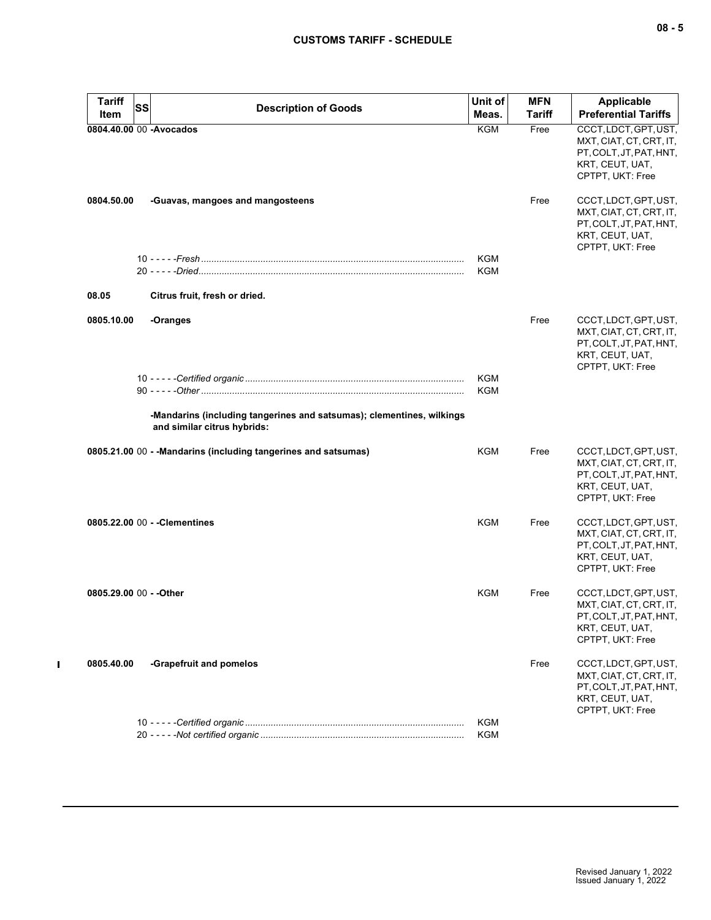| Tariff Item | SS | Description of Goods | Unit of Meas. | MFN Tariff | Applicable Preferential Tariffs |
|---|---|---|---|---|---|
| 0804.40.00 | 00 | **-Avocados** | KGM | Free | CCCT, LDCT, GPT, UST, MXT, CIAT, CT, CRT, IT, PT, COLT, JT, PAT, HNT, KRT, CEUT, UAT, CPTPT, UKT: Free |
| 0804.50.00 | | **-Guavas, mangoes and mangosteens** | | Free | CCCT, LDCT, GPT, UST, MXT, CIAT, CT, CRT, IT, PT, COLT, JT, PAT, HNT, KRT, CEUT, UAT, CPTPT, UKT: Free |
| | 10 | - - - - -*Fresh* | KGM | | |
| | 20 | - - - - -*Dried* | KGM | | |
| 08.05 | | **Citrus fruit, fresh or dried.** | | | |
| 0805.10.00 | | **-Oranges** | | Free | CCCT, LDCT, GPT, UST, MXT, CIAT, CT, CRT, IT, PT, COLT, JT, PAT, HNT, KRT, CEUT, UAT, CPTPT, UKT: Free |
| | 10 | - - - - -*Certified organic* | KGM | | |
| | 90 | - - - - -*Other* | KGM | | |
| | | **-Mandarins (including tangerines and satsumas); clementines, wilkings and similar citrus hybrids:** | | | |
| 0805.21.00 | 00 | **- -Mandarins (including tangerines and satsumas)** | KGM | Free | CCCT, LDCT, GPT, UST, MXT, CIAT, CT, CRT, IT, PT, COLT, JT, PAT, HNT, KRT, CEUT, UAT, CPTPT, UKT: Free |
| 0805.22.00 | 00 | **- -Clementines** | KGM | Free | CCCT, LDCT, GPT, UST, MXT, CIAT, CT, CRT, IT, PT, COLT, JT, PAT, HNT, KRT, CEUT, UAT, CPTPT, UKT: Free |
| 0805.29.00 | 00 | **- -Other** | KGM | Free | CCCT, LDCT, GPT, UST, MXT, CIAT, CT, CRT, IT, PT, COLT, JT, PAT, HNT, KRT, CEUT, UAT, CPTPT, UKT: Free |
| 0805.40.00 | | **-Grapefruit and pomelos** | | Free | CCCT, LDCT, GPT, UST, MXT, CIAT, CT, CRT, IT, PT, COLT, JT, PAT, HNT, KRT, CEUT, UAT, CPTPT, UKT: Free |
| | 10 | - - - - -*Certified organic* | KGM | | |
| | 20 | - - - - -*Not certified organic* | KGM | | |

Revised January 1, 2022
Issued January 1, 2022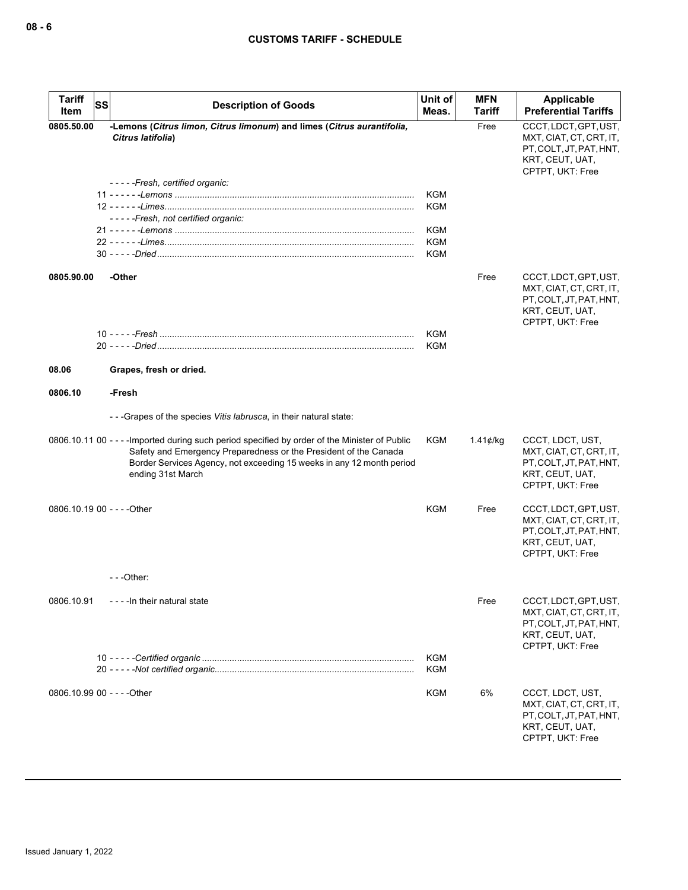| Tariff Item | SS | Description of Goods | Unit of Meas. | MFN Tariff | Applicable Preferential Tariffs |
|---|---|---|---|---|---|
| 0805.50.00 | | -Lemons (*Citrus limon, Citrus limonum*) and limes (*Citrus aurantifolia, Citrus latifolia*) | | Free | CCCT, LDCT, GPT, UST, MXT, CIAT, CT, CRT, IT, PT, COLT, JT, PAT, HNT, KRT, CEUT, UAT, CPTPT, UKT: Free |
| | | - - - - -*Fresh, certified organic:* | | | |
| | | 11 - - - - - -*Lemons* | KGM | | |
| | | 12 - - - - - -*Limes* | KGM | | |
| | | - - - - -*Fresh, not certified organic:* | | | |
| | | 21 - - - - - -*Lemons* | KGM | | |
| | | 22 - - - - - -*Limes* | KGM | | |
| | | 30 - - - - -*Dried* | KGM | | |
| 0805.90.00 | | -Other | | Free | CCCT, LDCT, GPT, UST, MXT, CIAT, CT, CRT, IT, PT, COLT, JT, PAT, HNT, KRT, CEUT, UAT, CPTPT, UKT: Free |
| | | 10 - - - - -*Fresh* | KGM | | |
| | | 20 - - - - -*Dried* | KGM | | |
| **08.06** | | **Grapes, fresh or dried.** | | | |
| **0806.10** | | **-Fresh** | | | |
| | | - - -Grapes of the species *Vitis labrusca*, in their natural state: | | | |
| 0806.10.11 00 | | - - - -Imported during such period specified by order of the Minister of Public Safety and Emergency Preparedness or the President of the Canada Border Services Agency, not exceeding 15 weeks in any 12 month period ending 31st March | KGM | 1.41¢/kg | CCCT, LDCT, UST, MXT, CIAT, CT, CRT, IT, PT, COLT, JT, PAT, HNT, KRT, CEUT, UAT, CPTPT, UKT: Free |
| 0806.10.19 00 | | - - - -Other | KGM | Free | CCCT, LDCT, GPT, UST, MXT, CIAT, CT, CRT, IT, PT, COLT, JT, PAT, HNT, KRT, CEUT, UAT, CPTPT, UKT: Free |
| | | - - -Other: | | | |
| 0806.10.91 | | - - - -In their natural state | | Free | CCCT, LDCT, GPT, UST, MXT, CIAT, CT, CRT, IT, PT, COLT, JT, PAT, HNT, KRT, CEUT, UAT, CPTPT, UKT: Free |
| | | 10 - - - - -*Certified organic* | KGM | | |
| | | 20 - - - - -*Not certified organic* | KGM | | |
| 0806.10.99 00 | | - - - -Other | KGM | 6% | CCCT, LDCT, UST, MXT, CIAT, CT, CRT, IT, PT, COLT, JT, PAT, HNT, KRT, CEUT, UAT, CPTPT, UKT: Free |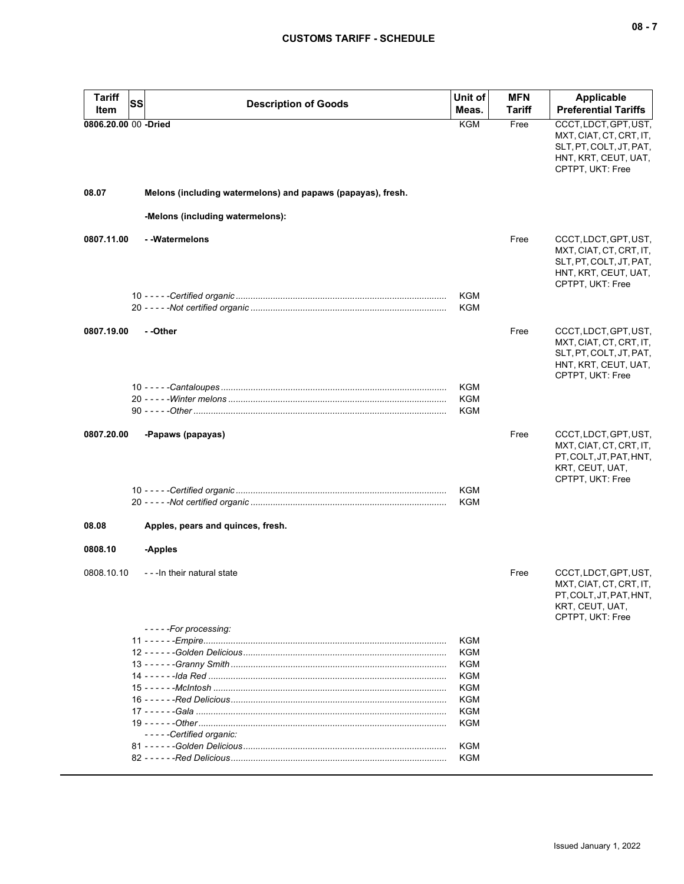| Tariff Item | SS | Description of Goods | Unit of Meas. | MFN Tariff | Applicable Preferential Tariffs |
|---|---|---|---|---|---|
| **0806.20.00** | 00 | **-Dried** | KGM | Free | CCCT, LDCT, GPT, UST, MXT, CIAT, CT, CRT, IT, SLT, PT, COLT, JT, PAT, HNT, KRT, CEUT, UAT, CPTPT, UKT: Free |
| **08.07** | | **Melons (including watermelons) and papaws (papayas), fresh.** | | | |
| | | **-Melons (including watermelons):** | | | |
| **0807.11.00** | | **- -Watermelons** | | Free | CCCT, LDCT, GPT, UST, MXT, CIAT, CT, CRT, IT, SLT, PT, COLT, JT, PAT, HNT, KRT, CEUT, UAT, CPTPT, UKT: Free |
| | 10 | - - - - -*Certified organic* | KGM | | |
| | 20 | - - - - -*Not certified organic* | KGM | | |
| **0807.19.00** | | **- -Other** | | Free | CCCT, LDCT, GPT, UST, MXT, CIAT, CT, CRT, IT, SLT, PT, COLT, JT, PAT, HNT, KRT, CEUT, UAT, CPTPT, UKT: Free |
| | 10 | - - - - -*Cantaloupes* | KGM | | |
| | 20 | - - - - -*Winter melons* | KGM | | |
| | 90 | - - - - -*Other* | KGM | | |
| **0807.20.00** | | **-Papaws (papayas)** | | Free | CCCT, LDCT, GPT, UST, MXT, CIAT, CT, CRT, IT, PT, COLT, JT, PAT, HNT, KRT, CEUT, UAT, CPTPT, UKT: Free |
| | 10 | - - - - -*Certified organic* | KGM | | |
| | 20 | - - - - -*Not certified organic* | KGM | | |
| **08.08** | | **Apples, pears and quinces, fresh.** | | | |
| **0808.10** | | **-Apples** | | | |
| 0808.10.10 | | - - -In their natural state | | Free | CCCT, LDCT, GPT, UST, MXT, CIAT, CT, CRT, IT, PT, COLT, JT, PAT, HNT, KRT, CEUT, UAT, CPTPT, UKT: Free |
| | | - - - - -*For processing:* | | | |
| | 11 | - - - - - -*Empire* | KGM | | |
| | 12 | - - - - - -*Golden Delicious* | KGM | | |
| | 13 | - - - - - -*Granny Smith* | KGM | | |
| | 14 | - - - - - -*Ida Red* | KGM | | |
| | 15 | - - - - - -*McIntosh* | KGM | | |
| | 16 | - - - - - -*Red Delicious* | KGM | | |
| | 17 | - - - - - -*Gala* | KGM | | |
| | 19 | - - - - - -*Other* | KGM | | |
| | | - - - - -*Certified organic:* | | | |
| | 81 | - - - - - -*Golden Delicious* | KGM | | |
| | 82 | - - - - - -*Red Delicious* | KGM | | |

Issued January 1, 2022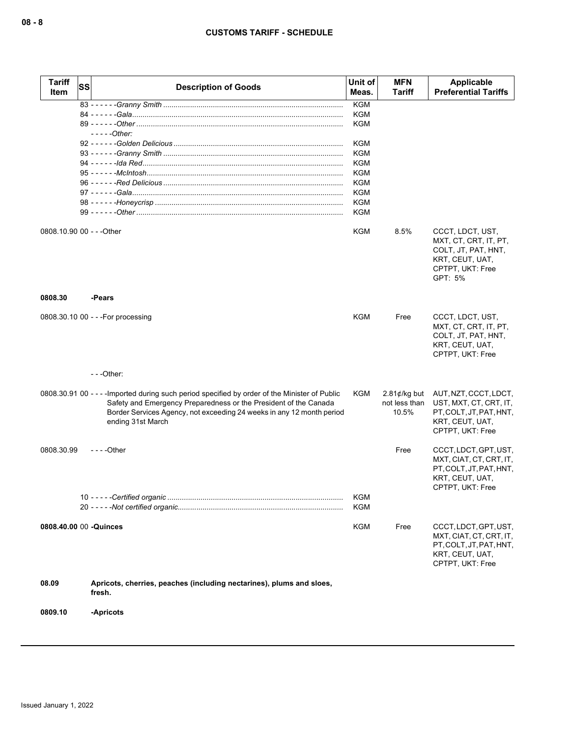| Tariff Item | SS | Description of Goods | Unit of Meas. | MFN Tariff | Applicable Preferential Tariffs |
|---|---|---|---|---|---|
| | 83 | - - - - - -*Granny Smith* | KGM | | |
| | 84 | - - - - - -*Gala* | KGM | | |
| | 89 | - - - - - -*Other* | KGM | | |
| | | - - - - -*Other:* | | | |
| | 92 | - - - - - -*Golden Delicious* | KGM | | |
| | 93 | - - - - - -*Granny Smith* | KGM | | |
| | 94 | - - - - - -*Ida Red* | KGM | | |
| | 95 | - - - - - -*McIntosh* | KGM | | |
| | 96 | - - - - - -*Red Delicious* | KGM | | |
| | 97 | - - - - - -*Gala* | KGM | | |
| | 98 | - - - - - -*Honeycrisp* | KGM | | |
| | 99 | - - - - - -*Other* | KGM | | |
| 0808.10.90 | 00 | - - -Other | KGM | 8.5% | CCCT, LDCT, UST, MXT, CT, CRT, IT, PT, COLT, JT, PAT, HNT, KRT, CEUT, UAT, CPTPT, UKT: Free<br>GPT: 5% |
| **0808.30** | | **-Pears** | | | |
| 0808.30.10 | 00 | - - -For processing | KGM | Free | CCCT, LDCT, UST, MXT, CT, CRT, IT, PT, COLT, JT, PAT, HNT, KRT, CEUT, UAT, CPTPT, UKT: Free |
| | | - - -Other: | | | |
| 0808.30.91 | 00 | - - - -Imported during such period specified by order of the Minister of Public Safety and Emergency Preparedness or the President of the Canada Border Services Agency, not exceeding 24 weeks in any 12 month period ending 31st March | KGM | 2.81¢/kg but not less than 10.5% | AUT, NZT, CCCT, LDCT, UST, MXT, CT, CRT, IT, PT, COLT, JT, PAT, HNT, KRT, CEUT, UAT, CPTPT, UKT: Free |
| 0808.30.99 | | - - - -Other | | Free | CCCT, LDCT, GPT, UST, MXT, CIAT, CT, CRT, IT, PT, COLT, JT, PAT, HNT, KRT, CEUT, UAT, CPTPT, UKT: Free |
| | 10 | - - - - -*Certified organic* | KGM | | |
| | 20 | - - - - -*Not certified organic* | KGM | | |
| **0808.40.00** | 00 | **-Quinces** | KGM | Free | CCCT, LDCT, GPT, UST, MXT, CIAT, CT, CRT, IT, PT, COLT, JT, PAT, HNT, KRT, CEUT, UAT, CPTPT, UKT: Free |
| **08.09** | | **Apricots, cherries, peaches (including nectarines), plums and sloes, fresh.** | | | |
| **0809.10** | | **-Apricots** | | | |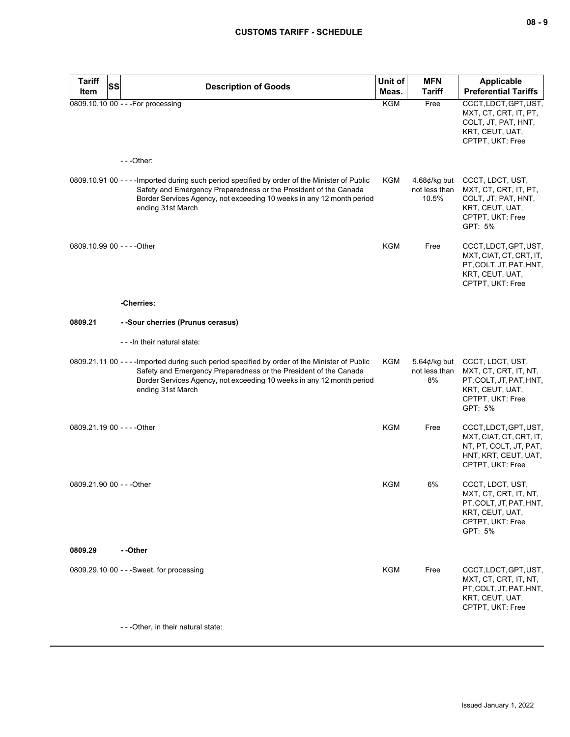| Tariff Item | SS | Description of Goods | Unit of Meas. | MFN Tariff | Applicable Preferential Tariffs |
|---|---|---|---|---|---|
| 0809.10.10 | 00 | - - -For processing | KGM | Free | CCCT, LDCT, GPT, UST, MXT, CT, CRT, IT, PT, COLT, JT, PAT, HNT, KRT, CEUT, UAT, CPTPT, UKT: Free |
| | | - - -Other: | | | |
| 0809.10.91 | 00 | - - - -Imported during such period specified by order of the Minister of Public Safety and Emergency Preparedness or the President of the Canada Border Services Agency, not exceeding 10 weeks in any 12 month period ending 31st March | KGM | 4.68¢/kg but not less than 10.5% | CCCT, LDCT, UST, MXT, CT, CRT, IT, PT, COLT, JT, PAT, HNT, KRT, CEUT, UAT, CPTPT, UKT: Free<br>GPT: 5% |
| 0809.10.99 | 00 | - - - -Other | KGM | Free | CCCT, LDCT, GPT, UST, MXT, CIAT, CT, CRT, IT, PT, COLT, JT, PAT, HNT, KRT, CEUT, UAT, CPTPT, UKT: Free |
| | | **-Cherries:** | | | |
| **0809.21** | | **- -Sour cherries (Prunus cerasus)** | | | |
| | | - - -In their natural state: | | | |
| 0809.21.11 | 00 | - - - -Imported during such period specified by order of the Minister of Public Safety and Emergency Preparedness or the President of the Canada Border Services Agency, not exceeding 10 weeks in any 12 month period ending 31st March | KGM | 5.64¢/kg but not less than 8% | CCCT, LDCT, UST, MXT, CT, CRT, IT, NT, PT, COLT, JT, PAT, HNT, KRT, CEUT, UAT, CPTPT, UKT: Free<br>GPT: 5% |
| 0809.21.19 | 00 | - - - -Other | KGM | Free | CCCT, LDCT, GPT, UST, MXT, CIAT, CT, CRT, IT, NT, PT, COLT, JT, PAT, HNT, KRT, CEUT, UAT, CPTPT, UKT: Free |
| 0809.21.90 | 00 | - - -Other | KGM | 6% | CCCT, LDCT, UST, MXT, CT, CRT, IT, NT, PT, COLT, JT, PAT, HNT, KRT, CEUT, UAT, CPTPT, UKT: Free<br>GPT: 5% |
| **0809.29** | | **- -Other** | | | |
| 0809.29.10 | 00 | - - -Sweet, for processing | KGM | Free | CCCT, LDCT, GPT, UST, MXT, CT, CRT, IT, NT, PT, COLT, JT, PAT, HNT, KRT, CEUT, UAT, CPTPT, UKT: Free |
| | | - - -Other, in their natural state: | | | |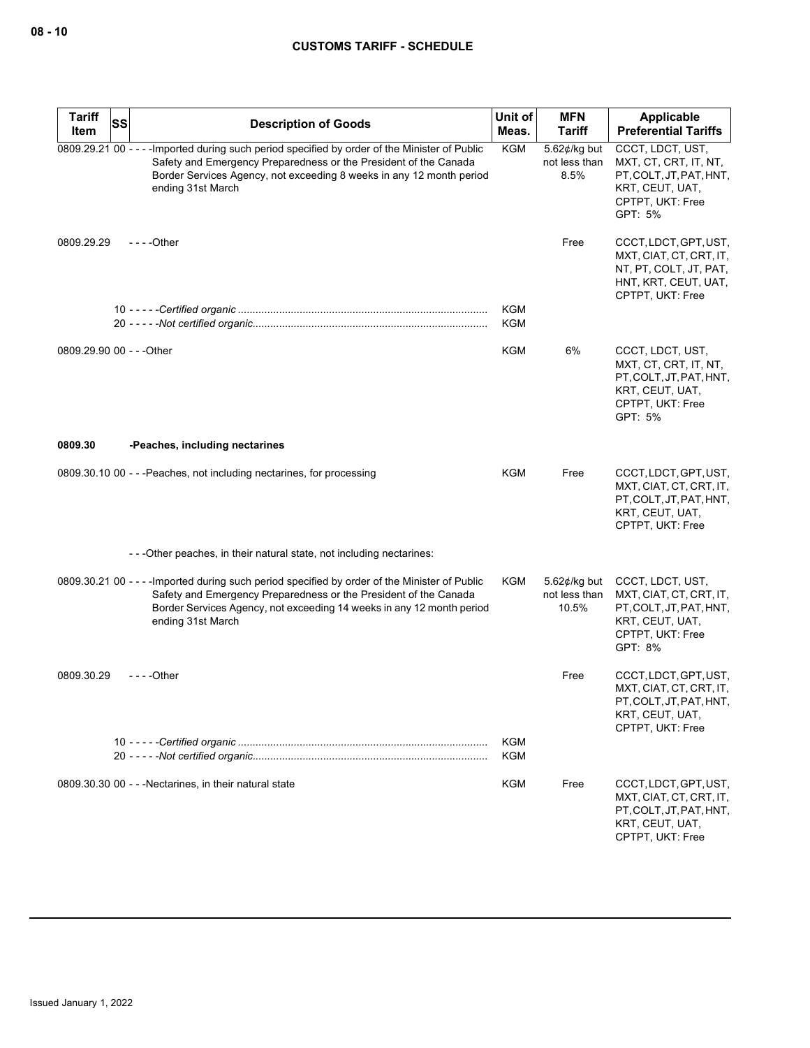| Tariff Item | SS | Description of Goods | Unit of Meas. | MFN Tariff | Applicable Preferential Tariffs |
|---|---|---|---|---|---|
| 0809.29.21 | 00 | - - - -Imported during such period specified by order of the Minister of Public Safety and Emergency Preparedness or the President of the Canada Border Services Agency, not exceeding 8 weeks in any 12 month period ending 31st March | KGM | 5.62¢/kg but not less than 8.5% | CCCT, LDCT, UST, MXT, CT, CRT, IT, NT, PT, COLT, JT, PAT, HNT, KRT, CEUT, UAT, CPTPT, UKT: Free<br>GPT: 5% |
| 0809.29.29 | | - - - -Other | | Free | CCCT, LDCT, GPT, UST, MXT, CIAT, CT, CRT, IT, NT, PT, COLT, JT, PAT, HNT, KRT, CEUT, UAT, CPTPT, UKT: Free |
| | 10 | - - - - -*Certified organic* | KGM | | |
| | 20 | - - - - -*Not certified organic* | KGM | | |
| 0809.29.90 | 00 | - - -Other | KGM | 6% | CCCT, LDCT, UST, MXT, CT, CRT, IT, NT, PT, COLT, JT, PAT, HNT, KRT, CEUT, UAT, CPTPT, UKT: Free<br>GPT: 5% |
| **0809.30** | | **-Peaches, including nectarines** | | | |
| 0809.30.10 | 00 | - - -Peaches, not including nectarines, for processing | KGM | Free | CCCT, LDCT, GPT, UST, MXT, CIAT, CT, CRT, IT, PT, COLT, JT, PAT, HNT, KRT, CEUT, UAT, CPTPT, UKT: Free |
| | | - - -Other peaches, in their natural state, not including nectarines: | | | |
| 0809.30.21 | 00 | - - - -Imported during such period specified by order of the Minister of Public Safety and Emergency Preparedness or the President of the Canada Border Services Agency, not exceeding 14 weeks in any 12 month period ending 31st March | KGM | 5.62¢/kg but not less than 10.5% | CCCT, LDCT, UST, MXT, CIAT, CT, CRT, IT, PT, COLT, JT, PAT, HNT, KRT, CEUT, UAT, CPTPT, UKT: Free<br>GPT: 8% |
| 0809.30.29 | | - - - -Other | | Free | CCCT, LDCT, GPT, UST, MXT, CIAT, CT, CRT, IT, PT, COLT, JT, PAT, HNT, KRT, CEUT, UAT, CPTPT, UKT: Free |
| | 10 | - - - - -*Certified organic* | KGM | | |
| | 20 | - - - - -*Not certified organic* | KGM | | |
| 0809.30.30 | 00 | - - -Nectarines, in their natural state | KGM | Free | CCCT, LDCT, GPT, UST, MXT, CIAT, CT, CRT, IT, PT, COLT, JT, PAT, HNT, KRT, CEUT, UAT, CPTPT, UKT: Free |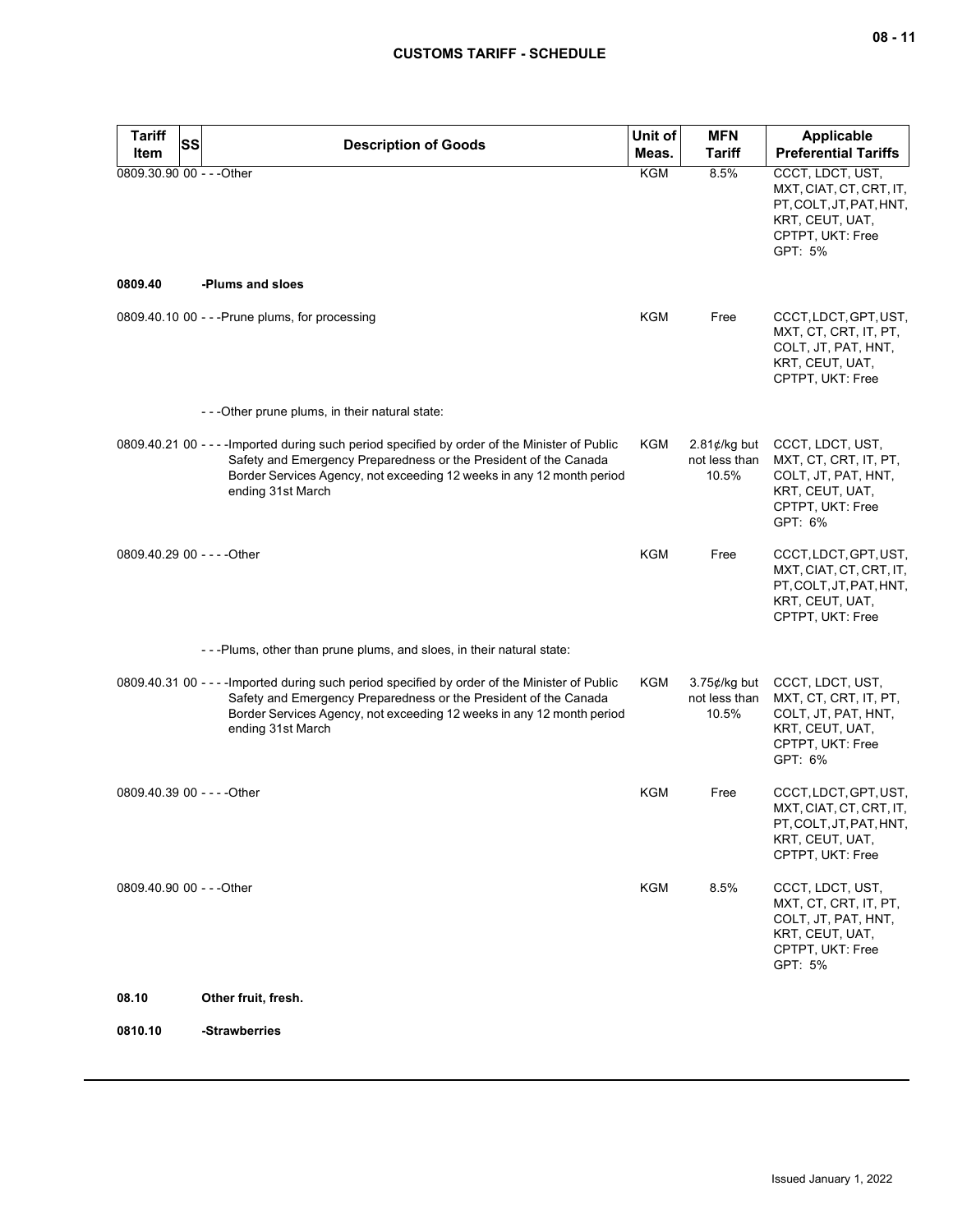| Tariff Item | SS | Description of Goods | Unit of Meas. | MFN Tariff | Applicable Preferential Tariffs |
|---|---|---|---|---|---|
| 0809.30.90 | 00 | - - -Other | KGM | 8.5% | CCCT, LDCT, UST, MXT, CIAT, CT, CRT, IT, PT, COLT, JT, PAT, HNT, KRT, CEUT, UAT, CPTPT, UKT: Free<br>GPT: 5% |
| 0809.40 | | -Plums and sloes | | | |
| 0809.40.10 | 00 | - - -Prune plums, for processing | KGM | Free | CCCT, LDCT, GPT, UST, MXT, CT, CRT, IT, PT, COLT, JT, PAT, HNT, KRT, CEUT, UAT, CPTPT, UKT: Free |
| | | - - -Other prune plums, in their natural state: | | | |
| 0809.40.21 | 00 | - - - -Imported during such period specified by order of the Minister of Public Safety and Emergency Preparedness or the President of the Canada Border Services Agency, not exceeding 12 weeks in any 12 month period ending 31st March | KGM | 2.81¢/kg but not less than 10.5% | CCCT, LDCT, UST, MXT, CT, CRT, IT, PT, COLT, JT, PAT, HNT, KRT, CEUT, UAT, CPTPT, UKT: Free<br>GPT: 6% |
| 0809.40.29 | 00 | - - - -Other | KGM | Free | CCCT, LDCT, GPT, UST, MXT, CIAT, CT, CRT, IT, PT, COLT, JT, PAT, HNT, KRT, CEUT, UAT, CPTPT, UKT: Free |
| | | - - -Plums, other than prune plums, and sloes, in their natural state: | | | |
| 0809.40.31 | 00 | - - - -Imported during such period specified by order of the Minister of Public Safety and Emergency Preparedness or the President of the Canada Border Services Agency, not exceeding 12 weeks in any 12 month period ending 31st March | KGM | 3.75¢/kg but not less than 10.5% | CCCT, LDCT, UST, MXT, CT, CRT, IT, PT, COLT, JT, PAT, HNT, KRT, CEUT, UAT, CPTPT, UKT: Free<br>GPT: 6% |
| 0809.40.39 | 00 | - - - -Other | KGM | Free | CCCT, LDCT, GPT, UST, MXT, CIAT, CT, CRT, IT, PT, COLT, JT, PAT, HNT, KRT, CEUT, UAT, CPTPT, UKT: Free |
| 0809.40.90 | 00 | - - -Other | KGM | 8.5% | CCCT, LDCT, UST, MXT, CT, CRT, IT, PT, COLT, JT, PAT, HNT, KRT, CEUT, UAT, CPTPT, UKT: Free<br>GPT: 5% |
| 08.10 | | Other fruit, fresh. | | | |
| 0810.10 | | -Strawberries | | | |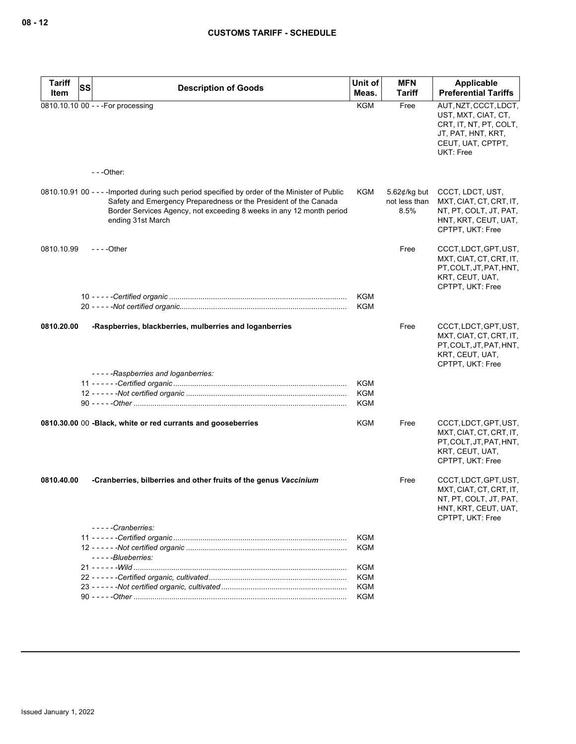## CUSTOMS TARIFF - SCHEDULE

| Tariff Item | SS | Description of Goods | Unit of Meas. | MFN Tariff | Applicable Preferential Tariffs |
|---|---|---|---|---|---|
| 0810.10.10 | 00 | - - -For processing | KGM | Free | AUT, NZT, CCCT, LDCT, UST, MXT, CIAT, CT, CRT, IT, NT, PT, COLT, JT, PAT, HNT, KRT, CEUT, UAT, CPTPT, UKT: Free |
| | | - - -Other: | | | |
| 0810.10.91 | 00 | - - - -Imported during such period specified by order of the Minister of Public Safety and Emergency Preparedness or the President of the Canada Border Services Agency, not exceeding 8 weeks in any 12 month period ending 31st March | KGM | 5.62¢/kg but not less than 8.5% | CCCT, LDCT, UST, MXT, CIAT, CT, CRT, IT, NT, PT, COLT, JT, PAT, HNT, KRT, CEUT, UAT, CPTPT, UKT: Free |
| 0810.10.99 | | - - - -Other | | Free | CCCT, LDCT, GPT, UST, MXT, CIAT, CT, CRT, IT, PT, COLT, JT, PAT, HNT, KRT, CEUT, UAT, CPTPT, UKT: Free |
| | 10 | - - - - -*Certified organic* | KGM | | |
| | 20 | - - - - -*Not certified organic* | KGM | | |
| **0810.20.00** | | **-Raspberries, blackberries, mulberries and loganberries** | | Free | CCCT, LDCT, GPT, UST, MXT, CIAT, CT, CRT, IT, PT, COLT, JT, PAT, HNT, KRT, CEUT, UAT, CPTPT, UKT: Free |
| | | - - - - -*Raspberries and loganberries:* | | | |
| | 11 | - - - - - -*Certified organic* | KGM | | |
| | 12 | - - - - - -*Not certified organic* | KGM | | |
| | 90 | - - - - -*Other* | KGM | | |
| **0810.30.00** | 00 | **-Black, white or red currants and gooseberries** | KGM | Free | CCCT, LDCT, GPT, UST, MXT, CIAT, CT, CRT, IT, PT, COLT, JT, PAT, HNT, KRT, CEUT, UAT, CPTPT, UKT: Free |
| **0810.40.00** | | **-Cranberries, bilberries and other fruits of the genus *Vaccinium*** | | Free | CCCT, LDCT, GPT, UST, MXT, CIAT, CT, CRT, IT, NT, PT, COLT, JT, PAT, HNT, KRT, CEUT, UAT, CPTPT, UKT: Free |
| | | - - - - -*Cranberries:* | | | |
| | 11 | - - - - - -*Certified organic* | KGM | | |
| | 12 | - - - - - -*Not certified organic* | KGM | | |
| | | - - - - -*Blueberries:* | | | |
| | 21 | - - - - - -*Wild* | KGM | | |
| | 22 | - - - - - -*Certified organic, cultivated* | KGM | | |
| | 23 | - - - - - -*Not certified organic, cultivated* | KGM | | |
| | 90 | - - - - -*Other* | KGM | | |

Issued January 1, 2022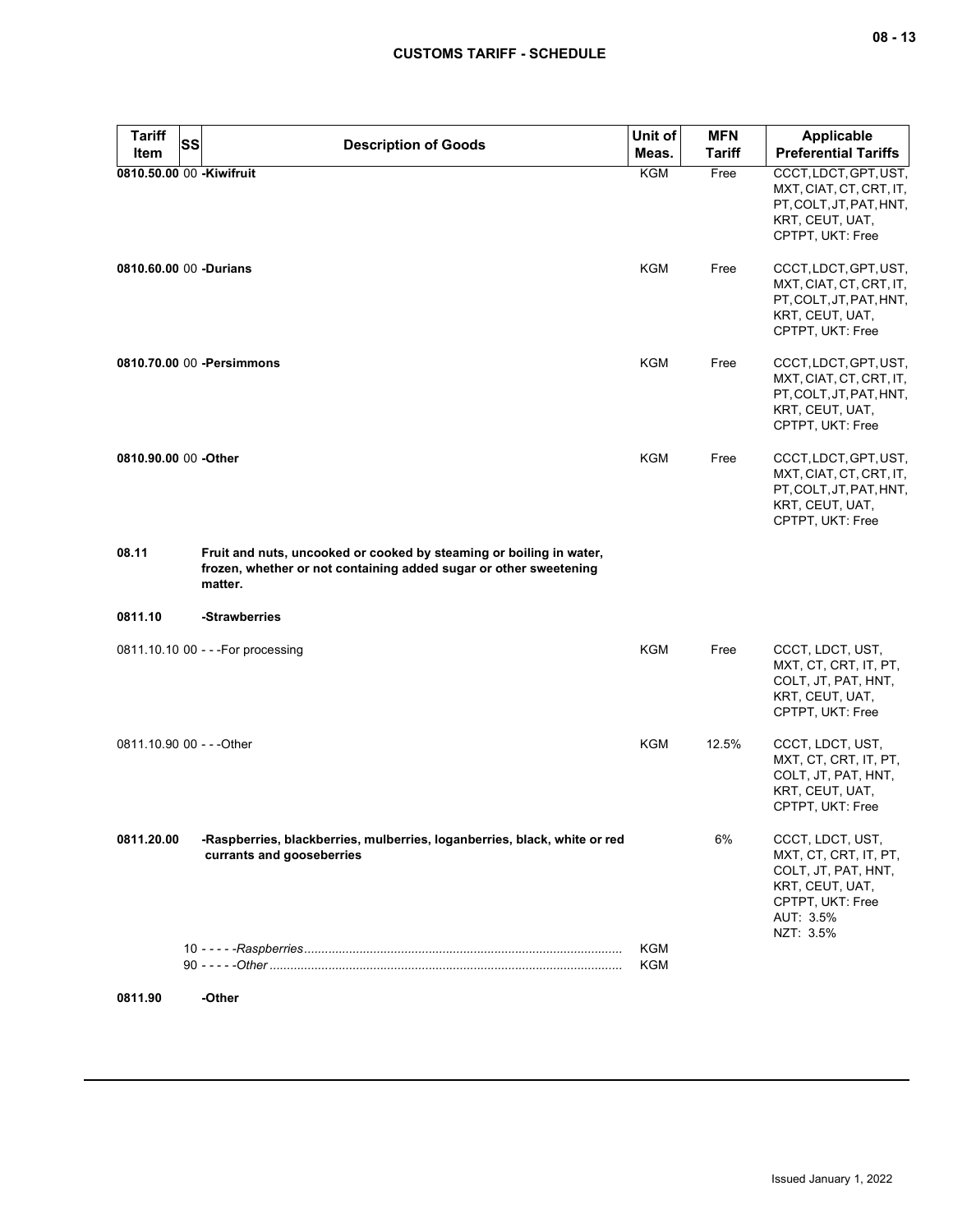| Tariff Item | SS | Description of Goods | Unit of Meas. | MFN Tariff | Applicable Preferential Tariffs |
|---|---|---|---|---|---|
| **0810.50.00** | 00 | **-Kiwifruit** | KGM | Free | CCCT, LDCT, GPT, UST, MXT, CIAT, CT, CRT, IT, PT, COLT, JT, PAT, HNT, KRT, CEUT, UAT, CPTPT, UKT: Free |
| **0810.60.00** | 00 | **-Durians** | KGM | Free | CCCT, LDCT, GPT, UST, MXT, CIAT, CT, CRT, IT, PT, COLT, JT, PAT, HNT, KRT, CEUT, UAT, CPTPT, UKT: Free |
| **0810.70.00** | 00 | **-Persimmons** | KGM | Free | CCCT, LDCT, GPT, UST, MXT, CIAT, CT, CRT, IT, PT, COLT, JT, PAT, HNT, KRT, CEUT, UAT, CPTPT, UKT: Free |
| **0810.90.00** | 00 | **-Other** | KGM | Free | CCCT, LDCT, GPT, UST, MXT, CIAT, CT, CRT, IT, PT, COLT, JT, PAT, HNT, KRT, CEUT, UAT, CPTPT, UKT: Free |
| **08.11** | | **Fruit and nuts, uncooked or cooked by steaming or boiling in water, frozen, whether or not containing added sugar or other sweetening matter.** | | | |
| **0811.10** | | **-Strawberries** | | | |
| 0811.10.10 | 00 | - - -For processing | KGM | Free | CCCT, LDCT, UST, MXT, CT, CRT, IT, PT, COLT, JT, PAT, HNT, KRT, CEUT, UAT, CPTPT, UKT: Free |
| 0811.10.90 | 00 | - - -Other | KGM | 12.5% | CCCT, LDCT, UST, MXT, CT, CRT, IT, PT, COLT, JT, PAT, HNT, KRT, CEUT, UAT, CPTPT, UKT: Free |
| **0811.20.00** | | **-Raspberries, blackberries, mulberries, loganberries, black, white or red currants and gooseberries** | | 6% | CCCT, LDCT, UST, MXT, CT, CRT, IT, PT, COLT, JT, PAT, HNT, KRT, CEUT, UAT, CPTPT, UKT: Free AUT: 3.5% NZT: 3.5% |
| | 10 | - - - - -*Raspberries* | KGM | | |
| | 90 | - - - - -*Other* | KGM | | |
| **0811.90** | | **-Other** | | | |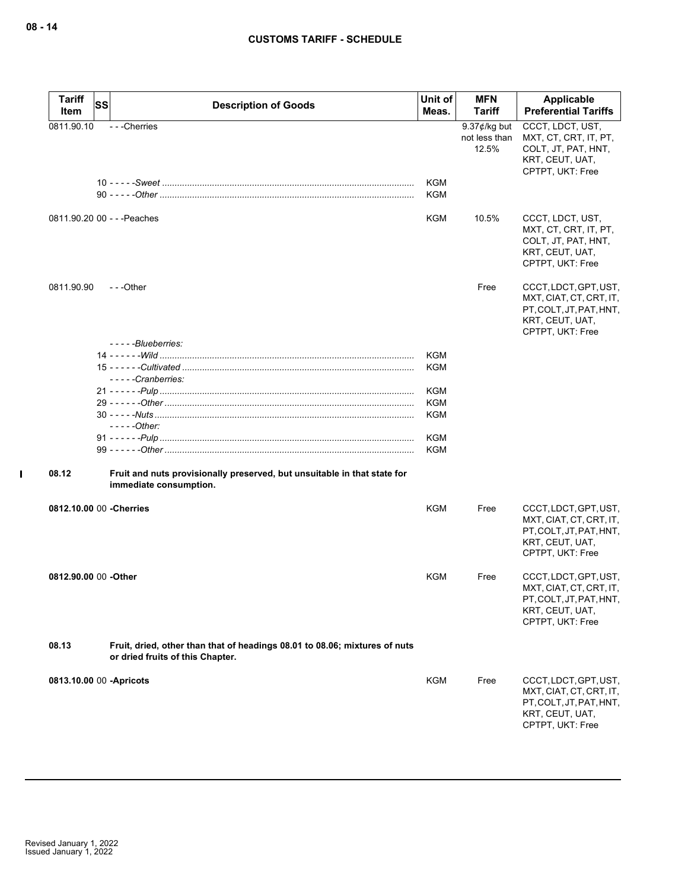| Tariff Item | SS | Description of Goods | Unit of Meas. | MFN Tariff | Applicable Preferential Tariffs |
|---|---|---|---|---|---|
| 0811.90.10 | | - - -Cherries | | 9.37¢/kg but not less than 12.5% | CCCT, LDCT, UST, MXT, CT, CRT, IT, PT, COLT, JT, PAT, HNT, KRT, CEUT, UAT, CPTPT, UKT: Free |
| | 10 | - - - - -*Sweet* | KGM | | |
| | 90 | - - - - -*Other* | KGM | | |
| 0811.90.20 | 00 | - - -Peaches | KGM | 10.5% | CCCT, LDCT, UST, MXT, CT, CRT, IT, PT, COLT, JT, PAT, HNT, KRT, CEUT, UAT, CPTPT, UKT: Free |
| 0811.90.90 | | - - -Other | | Free | CCCT, LDCT, GPT, UST, MXT, CIAT, CT, CRT, IT, PT, COLT, JT, PAT, HNT, KRT, CEUT, UAT, CPTPT, UKT: Free |
| | | - - - - -*Blueberries:* | | | |
| | 14 | - - - - - -*Wild* | KGM | | |
| | 15 | - - - - - -*Cultivated* | KGM | | |
| | | - - - - -*Cranberries:* | | | |
| | 21 | - - - - - -*Pulp* | KGM | | |
| | 29 | - - - - - -*Other* | KGM | | |
| | 30 | - - - - -*Nuts* | KGM | | |
| | | - - - - -*Other:* | | | |
| | 91 | - - - - - -*Pulp* | KGM | | |
| | 99 | - - - - - -*Other* | KGM | | |
| **08.12** | | **Fruit and nuts provisionally preserved, but unsuitable in that state for immediate consumption.** | | | |
| **0812.10.00** | 00 | **-Cherries** | KGM | Free | CCCT, LDCT, GPT, UST, MXT, CIAT, CT, CRT, IT, PT, COLT, JT, PAT, HNT, KRT, CEUT, UAT, CPTPT, UKT: Free |
| **0812.90.00** | 00 | **-Other** | KGM | Free | CCCT, LDCT, GPT, UST, MXT, CIAT, CT, CRT, IT, PT, COLT, JT, PAT, HNT, KRT, CEUT, UAT, CPTPT, UKT: Free |
| **08.13** | | **Fruit, dried, other than that of headings 08.01 to 08.06; mixtures of nuts or dried fruits of this Chapter.** | | | |
| **0813.10.00** | 00 | **-Apricots** | KGM | Free | CCCT, LDCT, GPT, UST, MXT, CIAT, CT, CRT, IT, PT, COLT, JT, PAT, HNT, KRT, CEUT, UAT, CPTPT, UKT: Free |

Revised January 1, 2022
Issued January 1, 2022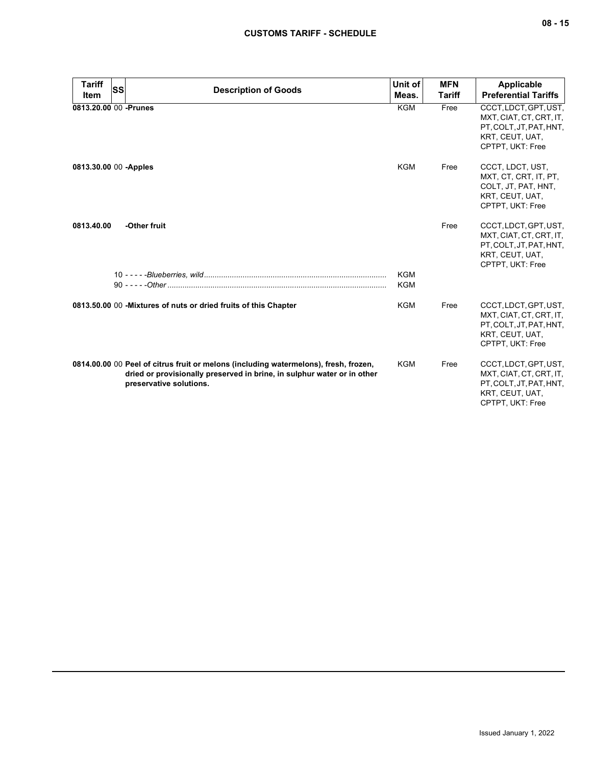| Tariff Item | SS | Description of Goods | Unit of Meas. | MFN Tariff | Applicable Preferential Tariffs |
|---|---|---|---|---|---|
| **0813.20.00** | 00 | **-Prunes** | KGM | Free | CCCT, LDCT, GPT, UST, MXT, CIAT, CT, CRT, IT, PT, COLT, JT, PAT, HNT, KRT, CEUT, UAT, CPTPT, UKT: Free |
| **0813.30.00** | 00 | **-Apples** | KGM | Free | CCCT, LDCT, UST, MXT, CT, CRT, IT, PT, COLT, JT, PAT, HNT, KRT, CEUT, UAT, CPTPT, UKT: Free |
| **0813.40.00** | | **-Other fruit** | | Free | CCCT, LDCT, GPT, UST, MXT, CIAT, CT, CRT, IT, PT, COLT, JT, PAT, HNT, KRT, CEUT, UAT, CPTPT, UKT: Free |
| | 10 | - - - - -*Blueberries, wild* | KGM | | |
| | 90 | - - - - -*Other* | KGM | | |
| **0813.50.00** | 00 | **-Mixtures of nuts or dried fruits of this Chapter** | KGM | Free | CCCT, LDCT, GPT, UST, MXT, CIAT, CT, CRT, IT, PT, COLT, JT, PAT, HNT, KRT, CEUT, UAT, CPTPT, UKT: Free |
| **0814.00.00** | 00 | **Peel of citrus fruit or melons (including watermelons), fresh, frozen, dried or provisionally preserved in brine, in sulphur water or in other preservative solutions.** | KGM | Free | CCCT, LDCT, GPT, UST, MXT, CIAT, CT, CRT, IT, PT, COLT, JT, PAT, HNT, KRT, CEUT, UAT, CPTPT, UKT: Free |